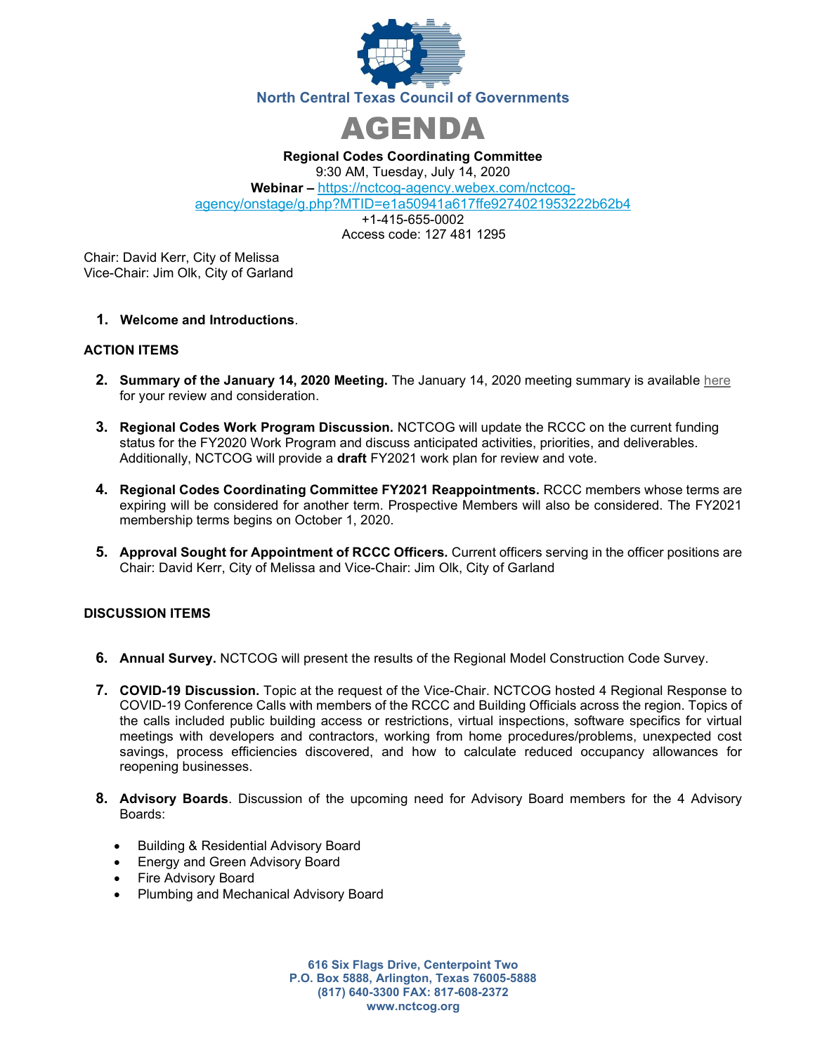North Central Texas Council of Governments

# AGENDA

**Regional Codes Coordinating Committee**
9:30 AM, Tuesday, July 14, 2020
**Webinar –** https://nctcog-agency.webex.com/nctcog-agency/onstage/g.php?MTID=e1a50941a617ffe9274021953222b62b4
+1-415-655-0002
Access code: 127 481 1295

Chair: David Kerr, City of Melissa
Vice-Chair: Jim Olk, City of Garland

1. **Welcome and Introductions**.

**ACTION ITEMS**

2. **Summary of the January 14, 2020 Meeting.** The January 14, 2020 meeting summary is available here for your review and consideration.

3. **Regional Codes Work Program Discussion.** NCTCOG will update the RCCC on the current funding status for the FY2020 Work Program and discuss anticipated activities, priorities, and deliverables. Additionally, NCTCOG will provide a **draft** FY2021 work plan for review and vote.

4. **Regional Codes Coordinating Committee FY2021 Reappointments.** RCCC members whose terms are expiring will be considered for another term. Prospective Members will also be considered. The FY2021 membership terms begins on October 1, 2020.

5. **Approval Sought for Appointment of RCCC Officers.** Current officers serving in the officer positions are Chair: David Kerr, City of Melissa and Vice-Chair: Jim Olk, City of Garland

**DISCUSSION ITEMS**

6. **Annual Survey.** NCTCOG will present the results of the Regional Model Construction Code Survey.

7. **COVID-19 Discussion.** Topic at the request of the Vice-Chair. NCTCOG hosted 4 Regional Response to COVID-19 Conference Calls with members of the RCCC and Building Officials across the region. Topics of the calls included public building access or restrictions, virtual inspections, software specifics for virtual meetings with developers and contractors, working from home procedures/problems, unexpected cost savings, process efficiencies discovered, and how to calculate reduced occupancy allowances for reopening businesses.

8. **Advisory Boards**. Discussion of the upcoming need for Advisory Board members for the 4 Advisory Boards:
   - Building & Residential Advisory Board
   - Energy and Green Advisory Board
   - Fire Advisory Board
   - Plumbing and Mechanical Advisory Board

**616 Six Flags Drive, Centerpoint Two**
**P.O. Box 5888, Arlington, Texas 76005-5888**
**(817) 640-3300 FAX: 817-608-2372**
**www.nctcog.org**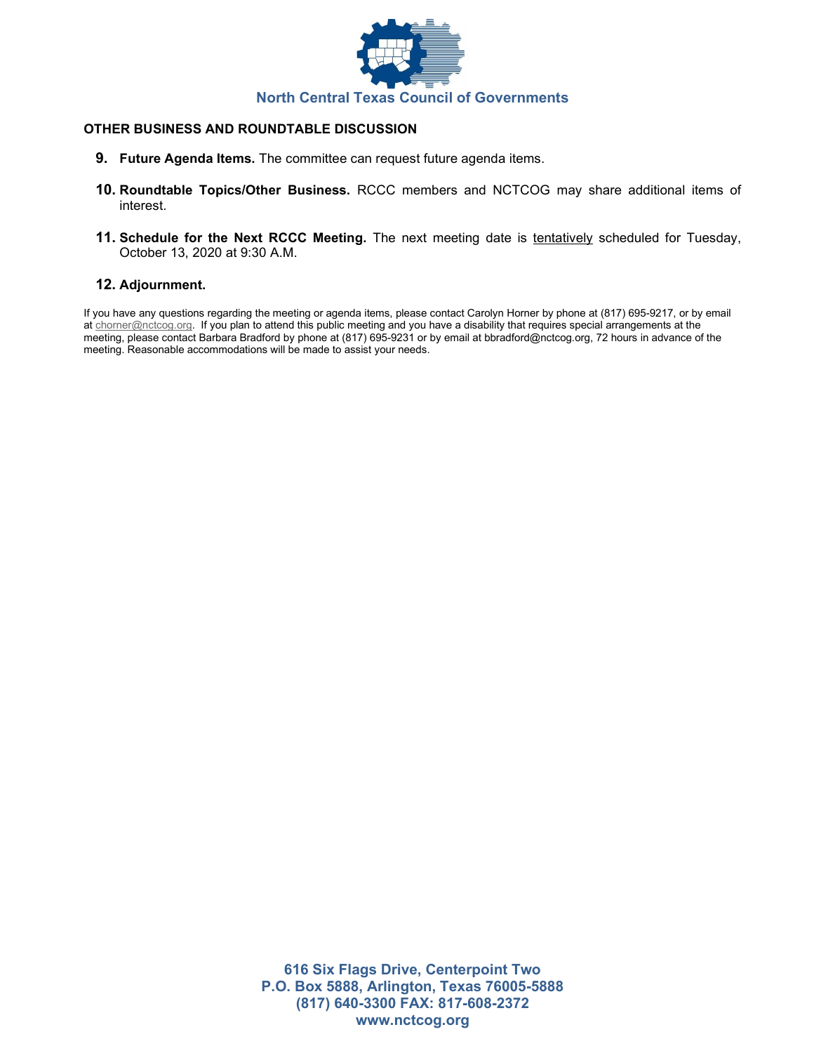North Central Texas Council of Governments

**OTHER BUSINESS AND ROUNDTABLE DISCUSSION**

9. **Future Agenda Items.** The committee can request future agenda items.

10. **Roundtable Topics/Other Business.** RCCC members and NCTCOG may share additional items of interest.

11. **Schedule for the Next RCCC Meeting.** The next meeting date is tentatively scheduled for Tuesday, October 13, 2020 at 9:30 A.M.

12. **Adjournment.**

If you have any questions regarding the meeting or agenda items, please contact Carolyn Horner by phone at (817) 695-9217, or by email at chorner@nctcog.org. If you plan to attend this public meeting and you have a disability that requires special arrangements at the meeting, please contact Barbara Bradford by phone at (817) 695-9231 or by email at bbradford@nctcog.org, 72 hours in advance of the meeting. Reasonable accommodations will be made to assist your needs.

**616 Six Flags Drive, Centerpoint Two**
**P.O. Box 5888, Arlington, Texas 76005-5888**
**(817) 640-3300 FAX: 817-608-2372**
**www.nctcog.org**